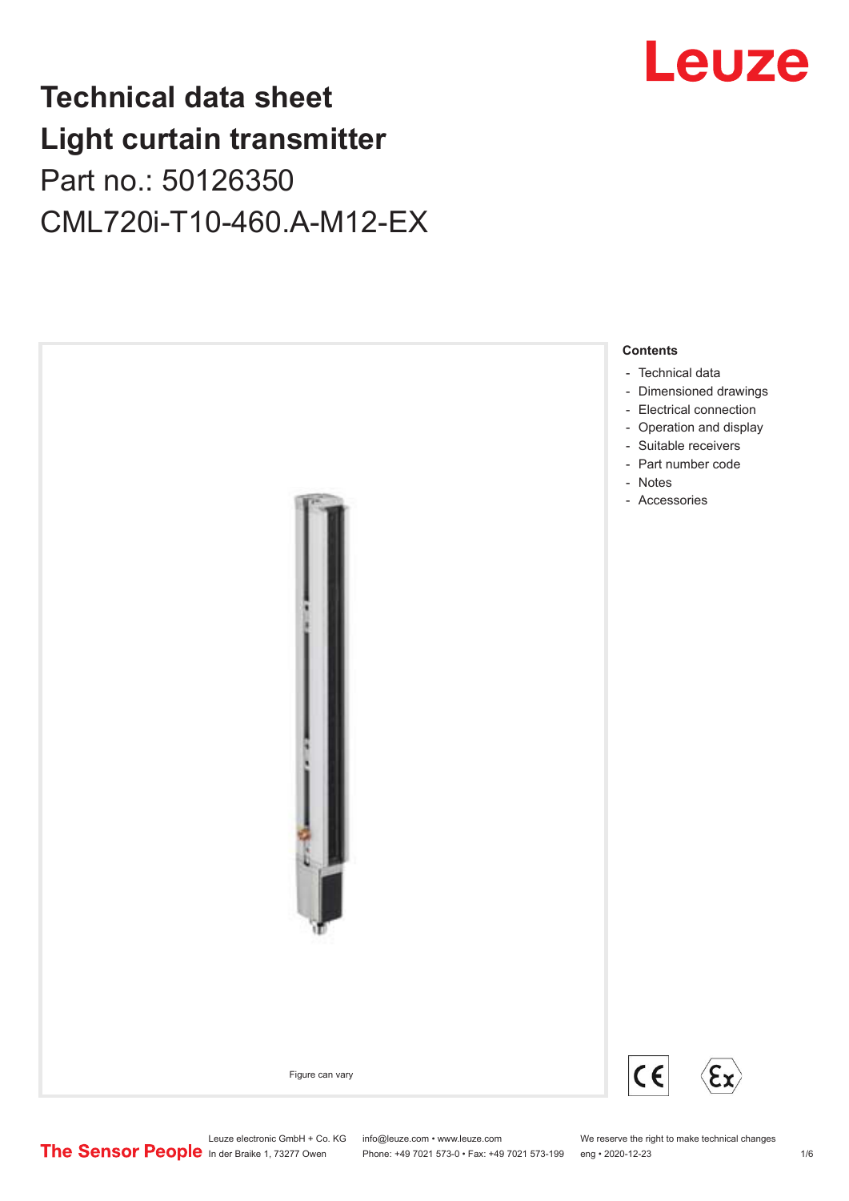# Technical data sheet
# Light curtain transmitter

Part no.: 50126350

CML720i-T10-460.A-M12-EX

Figure can vary

**Contents**

- Technical data
- Dimensioned drawings
- Electrical connection
- Operation and display
- Suitable receivers
- Part number code
- Notes
- Accessories

Leuze electronic GmbH + Co. KG
In der Braike 1, 73277 Owen

info@leuze.com • www.leuze.com
Phone: +49 7021 573-0 • Fax: +49 7021 573-199

We reserve the right to make technical changes
eng • 2020-12-23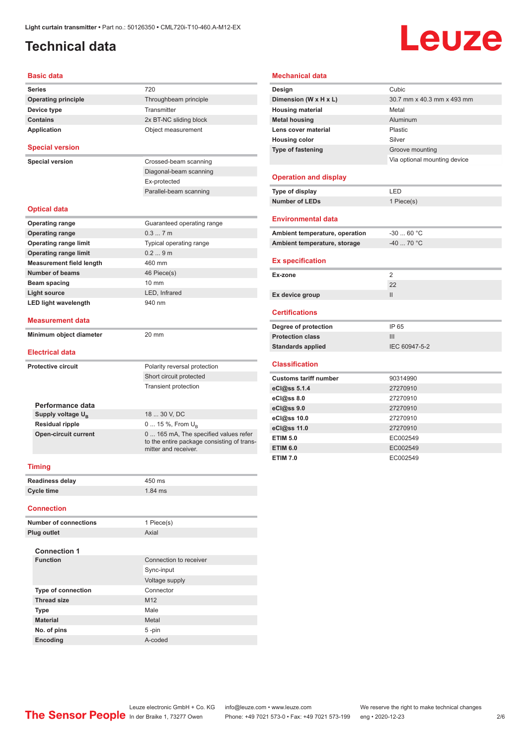# Technical data

## Basic data

| | |
|---|---|
| **Series** | 720 |
| **Operating principle** | Throughbeam principle |
| **Device type** | Transmitter |
| **Contains** | 2x BT-NC sliding block |
| **Application** | Object measurement |

## Special version

| | |
|---|---|
| **Special version** | Crossed-beam scanning |
| | Diagonal-beam scanning |
| | Ex-protected |
| | Parallel-beam scanning |

## Optical data

| | |
|---|---|
| **Operating range** | Guaranteed operating range |
| **Operating range** | 0.3 ... 7 m |
| **Operating range limit** | Typical operating range |
| **Operating range limit** | 0.2 ... 9 m |
| **Measurement field length** | 460 mm |
| **Number of beams** | 46 Piece(s) |
| **Beam spacing** | 10 mm |
| **Light source** | LED, Infrared |
| **LED light wavelength** | 940 nm |

## Measurement data

| | |
|---|---|
| **Minimum object diameter** | 20 mm |

## Electrical data

| | |
|---|---|
| **Protective circuit** | Polarity reversal protection |
| | Short circuit protected |
| | Transient protection |

### Performance data

| | |
|---|---|
| **Supply voltage $U_B$** | 18 ... 30 V, DC |
| **Residual ripple** | 0 ... 15 %, From $U_B$ |
| **Open-circuit current** | 0 ... 165 mA, The specified values refer to the entire package consisting of transmitter and receiver. |

## Timing

| | |
|---|---|
| **Readiness delay** | 450 ms |
| **Cycle time** | 1.84 ms |

## Connection

| | |
|---|---|
| **Number of connections** | 1 Piece(s) |
| **Plug outlet** | Axial |

### Connection 1

| | |
|---|---|
| **Function** | Connection to receiver |
| | Sync-input |
| | Voltage supply |
| **Type of connection** | Connector |
| **Thread size** | M12 |
| **Type** | Male |
| **Material** | Metal |
| **No. of pins** | 5 -pin |
| **Encoding** | A-coded |

## Mechanical data

| | |
|---|---|
| **Design** | Cubic |
| **Dimension (W x H x L)** | 30.7 mm x 40.3 mm x 493 mm |
| **Housing material** | Metal |
| **Metal housing** | Aluminum |
| **Lens cover material** | Plastic |
| **Housing color** | Silver |
| **Type of fastening** | Groove mounting |
| | Via optional mounting device |

## Operation and display

| | |
|---|---|
| **Type of display** | LED |
| **Number of LEDs** | 1 Piece(s) |

## Environmental data

| | |
|---|---|
| **Ambient temperature, operation** | -30 ... 60 °C |
| **Ambient temperature, storage** | -40 ... 70 °C |

## Ex specification

| | |
|---|---|
| **Ex-zone** | 2 |
| | 22 |
| **Ex device group** | II |

## Certifications

| | |
|---|---|
| **Degree of protection** | IP 65 |
| **Protection class** | III |
| **Standards applied** | IEC 60947-5-2 |

## Classification

| | |
|---|---|
| **Customs tariff number** | 90314990 |
| **eCl@ss 5.1.4** | 27270910 |
| **eCl@ss 8.0** | 27270910 |
| **eCl@ss 9.0** | 27270910 |
| **eCl@ss 10.0** | 27270910 |
| **eCl@ss 11.0** | 27270910 |
| **ETIM 5.0** | EC002549 |
| **ETIM 6.0** | EC002549 |
| **ETIM 7.0** | EC002549 |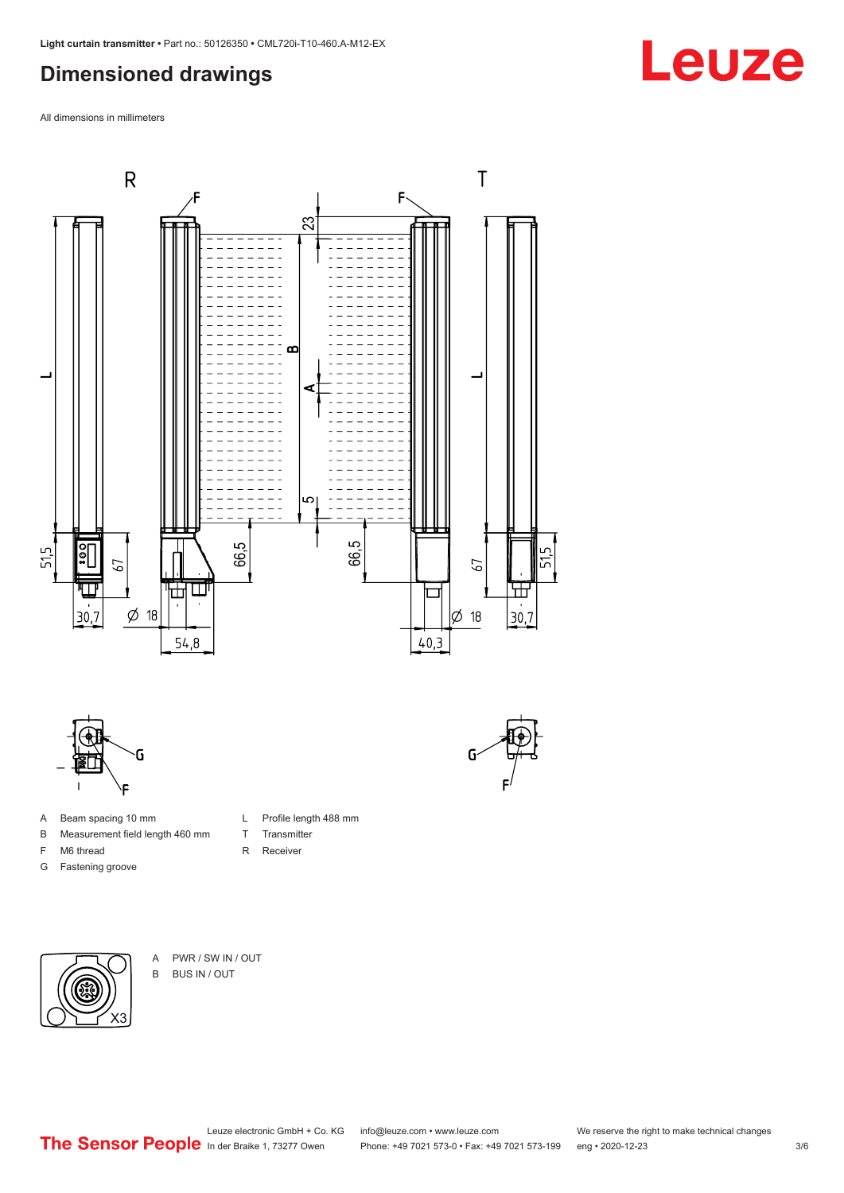## Dimensioned drawings

All dimensions in millimeters

R

T

F

23

B

A

5

L

51,5

67

66,5

Ø 18

30,7

54,8

40,3

G

F

| | | | |
|---|---|---|---|
| A | Beam spacing 10 mm | L | Profile length 488 mm |
| B | Measurement field length 460 mm | T | Transmitter |
| F | M6 thread | R | Receiver |
| G | Fastening groove | | |

X3

A PWR / SW IN / OUT

B BUS IN / OUT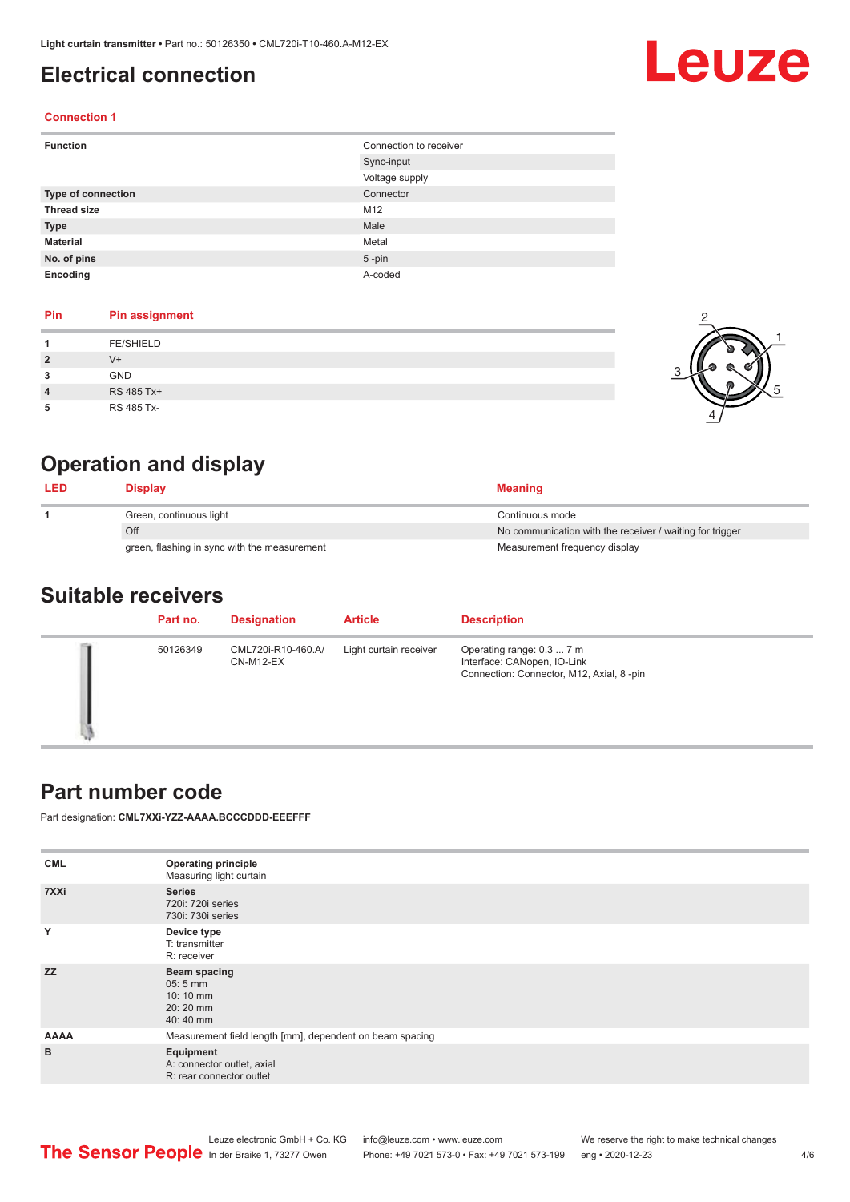# Electrical connection

### Connection 1

| | |
|---|---|
| **Function** | Connection to receiver |
| | Sync-input |
| | Voltage supply |
| **Type of connection** | Connector |
| **Thread size** | M12 |
| **Type** | Male |
| **Material** | Metal |
| **No. of pins** | 5 -pin |
| **Encoding** | A-coded |

| Pin | Pin assignment |
|---|---|
| **1** | FE/SHIELD |
| **2** | V+ |
| **3** | GND |
| **4** | RS 485 Tx+ |
| **5** | RS 485 Tx- |

2
1
3
5
4

# Operation and display

| LED | Display | Meaning |
|---|---|---|
| **1** | Green, continuous light | Continuous mode |
| | Off | No communication with the receiver / waiting for trigger |
| | green, flashing in sync with the measurement | Measurement frequency display |

# Suitable receivers

| | Part no. | Designation | Article | Description |
|---|---|---|---|---|
| | 50126349 | CML720i-R10-460.A/ CN-M12-EX | Light curtain receiver | Operating range: 0.3 ... 7 m<br>Interface: CANopen, IO-Link<br>Connection: Connector, M12, Axial, 8 -pin |

# Part number code

Part designation: **CML7XXi-YZZ-AAAA.BCCCDDD-EEEFFF**

| | |
|---|---|
| **CML** | **Operating principle**<br>Measuring light curtain |
| **7XXi** | **Series**<br>720i: 720i series<br>730i: 730i series |
| **Y** | **Device type**<br>T: transmitter<br>R: receiver |
| **ZZ** | **Beam spacing**<br>05: 5 mm<br>10: 10 mm<br>20: 20 mm<br>40: 40 mm |
| **AAAA** | Measurement field length [mm], dependent on beam spacing |
| **B** | **Equipment**<br>A: connector outlet, axial<br>R: rear connector outlet |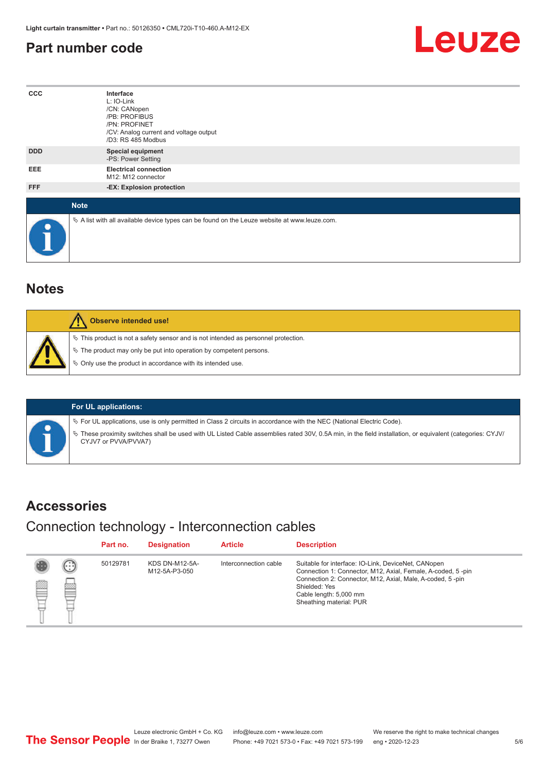## Part number code

| | |
|---|---|
| CCC | **Interface**<br>L: IO-Link<br>/CN: CANopen<br>/PB: PROFIBUS<br>/PN: PROFINET<br>/CV: Analog current and voltage output<br>/D3: RS 485 Modbus |
| DDD | **Special equipment**<br>-PS: Power Setting |
| EEE | **Electrical connection**<br>M12: M12 connector |
| FFF | **-EX: Explosion protection** |

**Note**

- A list with all available device types can be found on the Leuze website at www.leuze.com.

## Notes

**Observe intended use!**

- This product is not a safety sensor and is not intended as personnel protection.
- The product may only be put into operation by competent persons.
- Only use the product in accordance with its intended use.

**For UL applications:**

- For UL applications, use is only permitted in Class 2 circuits in accordance with the NEC (National Electric Code).
- These proximity switches shall be used with UL Listed Cable assemblies rated 30V, 0.5A min, in the field installation, or equivalent (categories: CYJV/CYJV7 or PVVA/PVVA7)

## Accessories

### Connection technology - Interconnection cables

| Part no. | Designation | Article | Description |
|---|---|---|---|
| 50129781 | KDS DN-M12-5A-M12-5A-P3-050 | Interconnection cable | Suitable for interface: IO-Link, DeviceNet, CANopen<br>Connection 1: Connector, M12, Axial, Female, A-coded, 5 -pin<br>Connection 2: Connector, M12, Axial, Male, A-coded, 5 -pin<br>Shielded: Yes<br>Cable length: 5,000 mm<br>Sheathing material: PUR |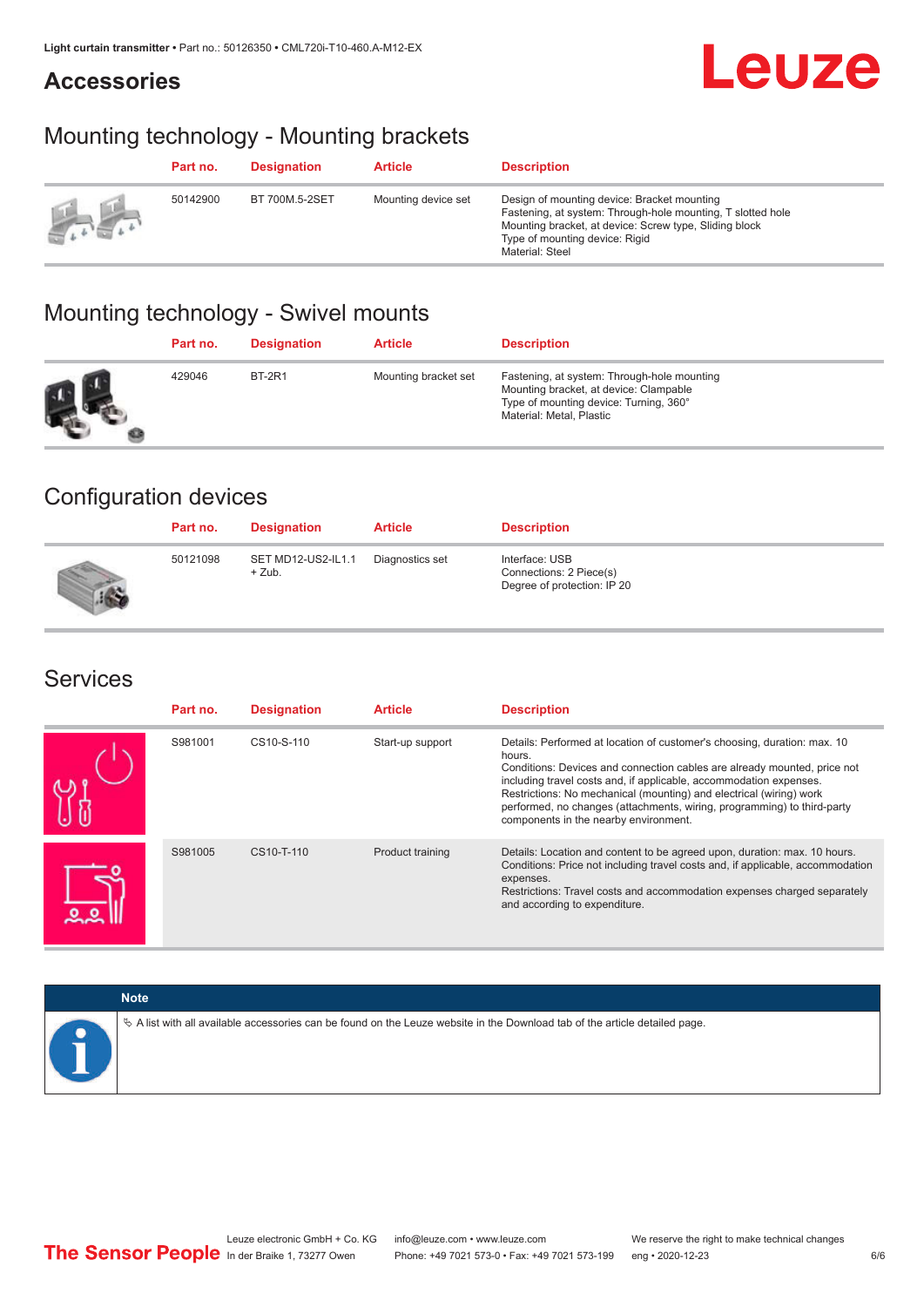## Accessories

### Mounting technology - Mounting brackets

| | Part no. | Designation | Article | Description |
|---|---|---|---|---|
| | 50142900 | BT 700M.5-2SET | Mounting device set | Design of mounting device: Bracket mounting<br>Fastening, at system: Through-hole mounting, T slotted hole<br>Mounting bracket, at device: Screw type, Sliding block<br>Type of mounting device: Rigid<br>Material: Steel |

### Mounting technology - Swivel mounts

| | Part no. | Designation | Article | Description |
|---|---|---|---|---|
| | 429046 | BT-2R1 | Mounting bracket set | Fastening, at system: Through-hole mounting<br>Mounting bracket, at device: Clampable<br>Type of mounting device: Turning, 360°<br>Material: Metal, Plastic |

### Configuration devices

| | Part no. | Designation | Article | Description |
|---|---|---|---|---|
| | 50121098 | SET MD12-US2-IL1.1 + Zub. | Diagnostics set | Interface: USB<br>Connections: 2 Piece(s)<br>Degree of protection: IP 20 |

### Services

| | Part no. | Designation | Article | Description |
|---|---|---|---|---|
| | S981001 | CS10-S-110 | Start-up support | Details: Performed at location of customer's choosing, duration: max. 10 hours.<br>Conditions: Devices and connection cables are already mounted, price not including travel costs and, if applicable, accommodation expenses.<br>Restrictions: No mechanical (mounting) and electrical (wiring) work performed, no changes (attachments, wiring, programming) to third-party components in the nearby environment. |
| | S981005 | CS10-T-110 | Product training | Details: Location and content to be agreed upon, duration: max. 10 hours.<br>Conditions: Price not including travel costs and, if applicable, accommodation expenses.<br>Restrictions: Travel costs and accommodation expenses charged separately and according to expenditure. |

**Note**

↳ A list with all available accessories can be found on the Leuze website in the Download tab of the article detailed page.